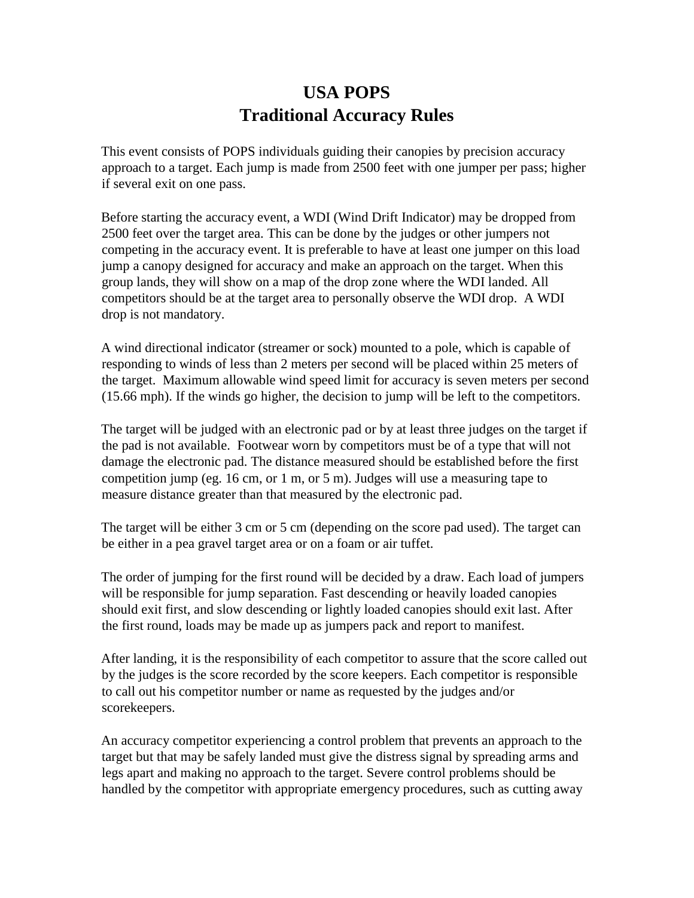# USA POPS
# Traditional Accuracy Rules

This event consists of POPS individuals guiding their canopies by precision accuracy approach to a target. Each jump is made from 2500 feet with one jumper per pass; higher if several exit on one pass.

Before starting the accuracy event, a WDI (Wind Drift Indicator) may be dropped from 2500 feet over the target area. This can be done by the judges or other jumpers not competing in the accuracy event. It is preferable to have at least one jumper on this load jump a canopy designed for accuracy and make an approach on the target. When this group lands, they will show on a map of the drop zone where the WDI landed. All competitors should be at the target area to personally observe the WDI drop. A WDI drop is not mandatory.

A wind directional indicator (streamer or sock) mounted to a pole, which is capable of responding to winds of less than 2 meters per second will be placed within 25 meters of the target. Maximum allowable wind speed limit for accuracy is seven meters per second (15.66 mph). If the winds go higher, the decision to jump will be left to the competitors.

The target will be judged with an electronic pad or by at least three judges on the target if the pad is not available. Footwear worn by competitors must be of a type that will not damage the electronic pad. The distance measured should be established before the first competition jump (eg. 16 cm, or 1 m, or 5 m). Judges will use a measuring tape to measure distance greater than that measured by the electronic pad.

The target will be either 3 cm or 5 cm (depending on the score pad used). The target can be either in a pea gravel target area or on a foam or air tuffet.

The order of jumping for the first round will be decided by a draw. Each load of jumpers will be responsible for jump separation. Fast descending or heavily loaded canopies should exit first, and slow descending or lightly loaded canopies should exit last. After the first round, loads may be made up as jumpers pack and report to manifest.

After landing, it is the responsibility of each competitor to assure that the score called out by the judges is the score recorded by the score keepers. Each competitor is responsible to call out his competitor number or name as requested by the judges and/or scorekeepers.

An accuracy competitor experiencing a control problem that prevents an approach to the target but that may be safely landed must give the distress signal by spreading arms and legs apart and making no approach to the target. Severe control problems should be handled by the competitor with appropriate emergency procedures, such as cutting away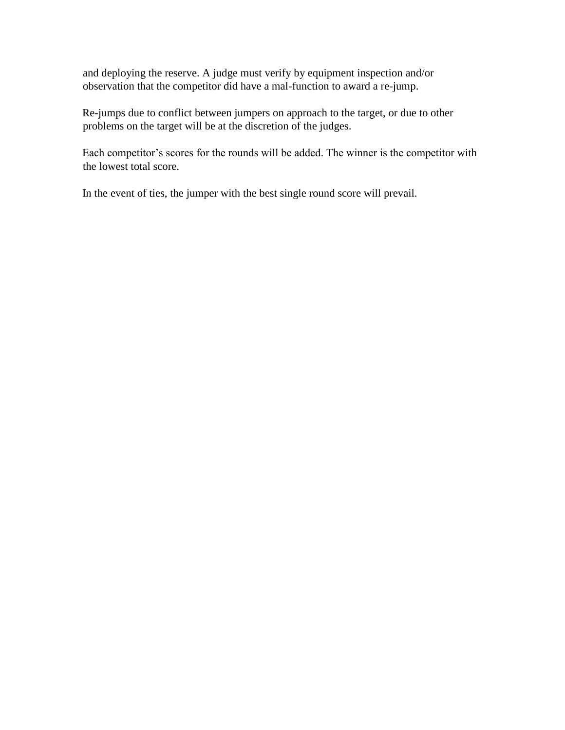and deploying the reserve. A judge must verify by equipment inspection and/or observation that the competitor did have a mal-function to award a re-jump.

Re-jumps due to conflict between jumpers on approach to the target, or due to other problems on the target will be at the discretion of the judges.

Each competitor's scores for the rounds will be added. The winner is the competitor with the lowest total score.

In the event of ties, the jumper with the best single round score will prevail.